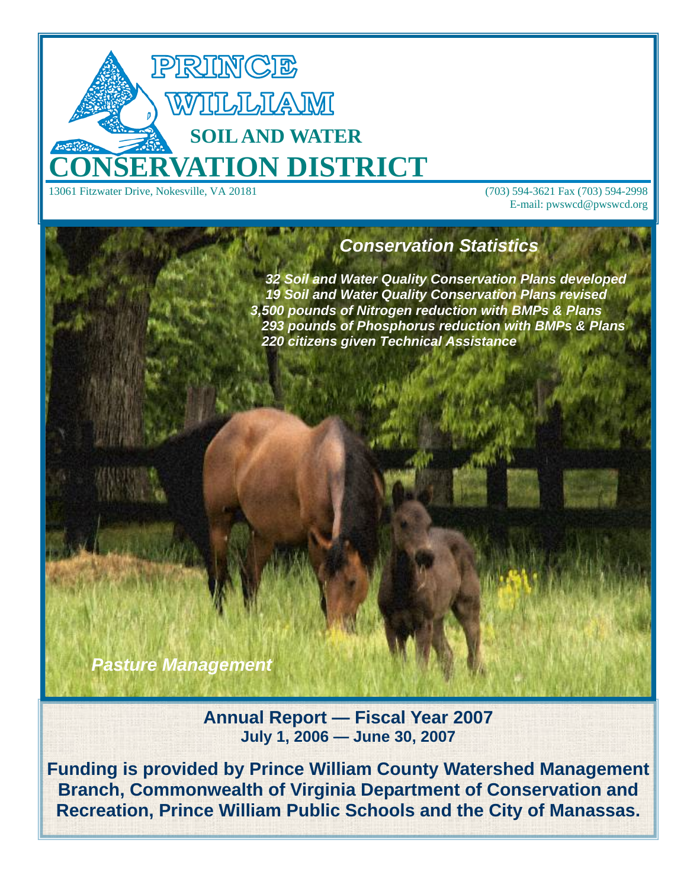# PRINCE WILLIAM SOIL AND WATER CONSERVATION DISTRICT

13061 Fitzwater Drive, Nokesville, VA 20181

(703) 594-3621 Fax (703) 594-2998
E-mail: pwswcd@pwswcd.org

## *Conservation Statistics*

***32 Soil and Water Quality Conservation Plans developed***
***19 Soil and Water Quality Conservation Plans revised***
***3,500 pounds of Nitrogen reduction with BMPs & Plans***
***293 pounds of Phosphorus reduction with BMPs & Plans***
***220 citizens given Technical Assistance***

***Pasture Management***

**Annual Report — Fiscal Year 2007**
**July 1, 2006 — June 30, 2007**

**Funding is provided by Prince William County Watershed Management Branch, Commonwealth of Virginia Department of Conservation and Recreation, Prince William Public Schools and the City of Manassas.**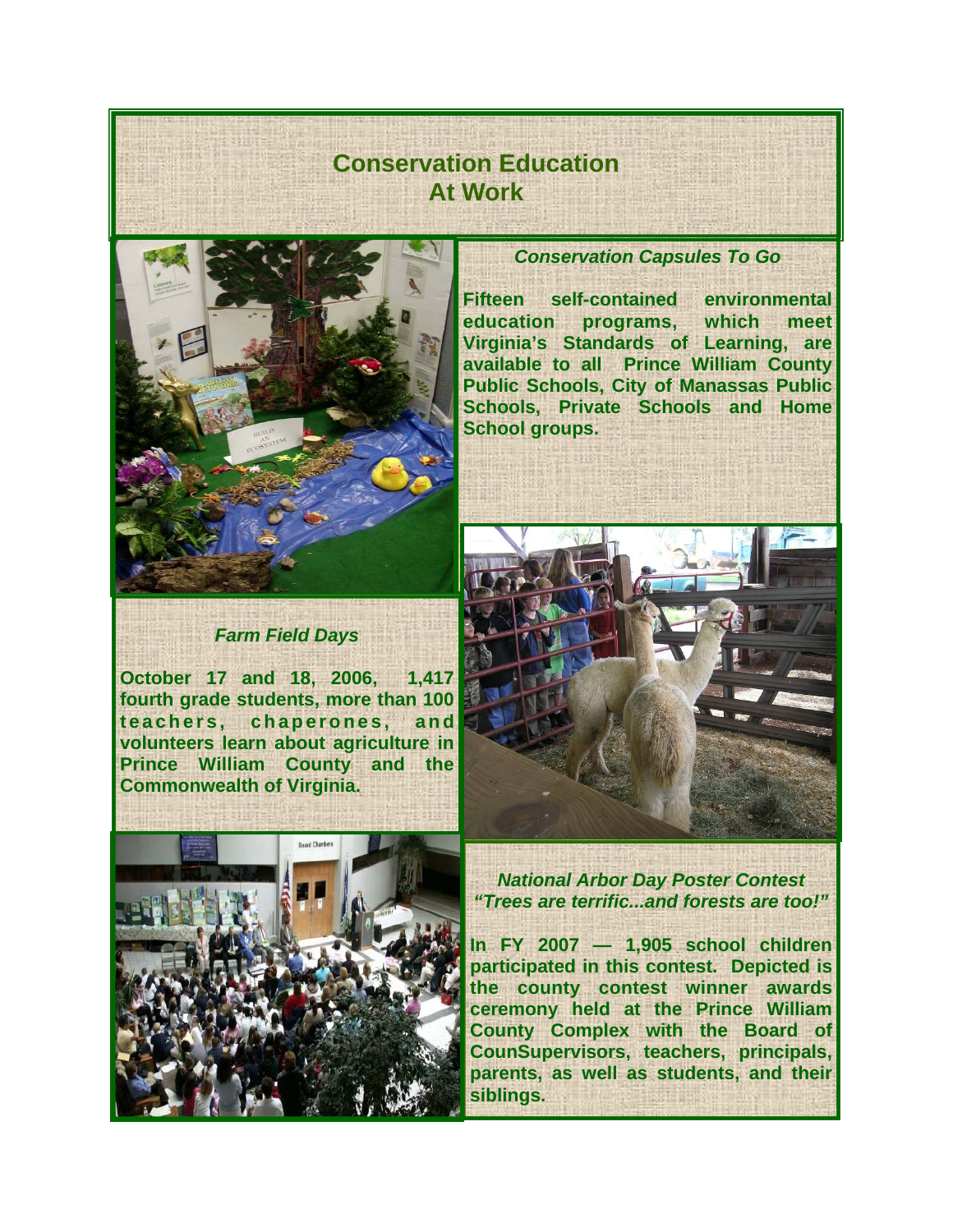# Conservation Education At Work

### *Conservation Capsules To Go*

**Fifteen self-contained environmental education programs, which meet Virginia's Standards of Learning, are available to all Prince William County Public Schools, City of Manassas Public Schools, Private Schools and Home School groups.**

### *Farm Field Days*

**October 17 and 18, 2006, 1,417 fourth grade students, more than 100 teachers, chaperones, and volunteers learn about agriculture in Prince William County and the Commonwealth of Virginia.**

### *National Arbor Day Poster Contest "Trees are terrific...and forests are too!"*

**In FY 2007 — 1,905 school children participated in this contest. Depicted is the county contest winner awards ceremony held at the Prince William County Complex with the Board of CounSupervisors, teachers, principals, parents, as well as students, and their siblings.**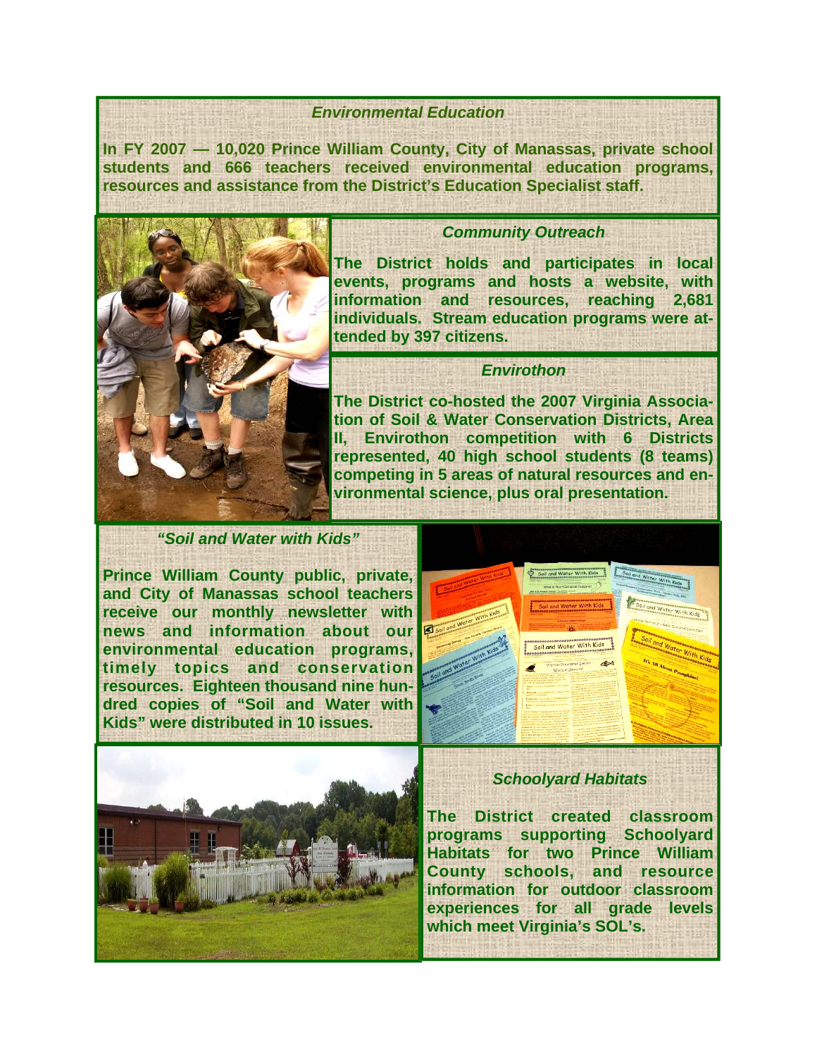## *Environmental Education*

**In FY 2007 — 10,020 Prince William County, City of Manassas, private school students and 666 teachers received environmental education programs, resources and assistance from the District's Education Specialist staff.**

## *Community Outreach*

**The District holds and participates in local events, programs and hosts a website, with information and resources, reaching 2,681 individuals. Stream education programs were attended by 397 citizens.**

## *Envirothon*

**The District co-hosted the 2007 Virginia Association of Soil & Water Conservation Districts, Area II, Envirothon competition with 6 Districts represented, 40 high school students (8 teams) competing in 5 areas of natural resources and environmental science, plus oral presentation.**

## *"Soil and Water with Kids"*

**Prince William County public, private, and City of Manassas school teachers receive our monthly newsletter with news and information about our environmental education programs, timely topics and conservation resources. Eighteen thousand nine hundred copies of "Soil and Water with Kids" were distributed in 10 issues.**

## *Schoolyard Habitats*

**The District created classroom programs supporting Schoolyard Habitats for two Prince William County schools, and resource information for outdoor classroom experiences for all grade levels which meet Virginia's SOL's.**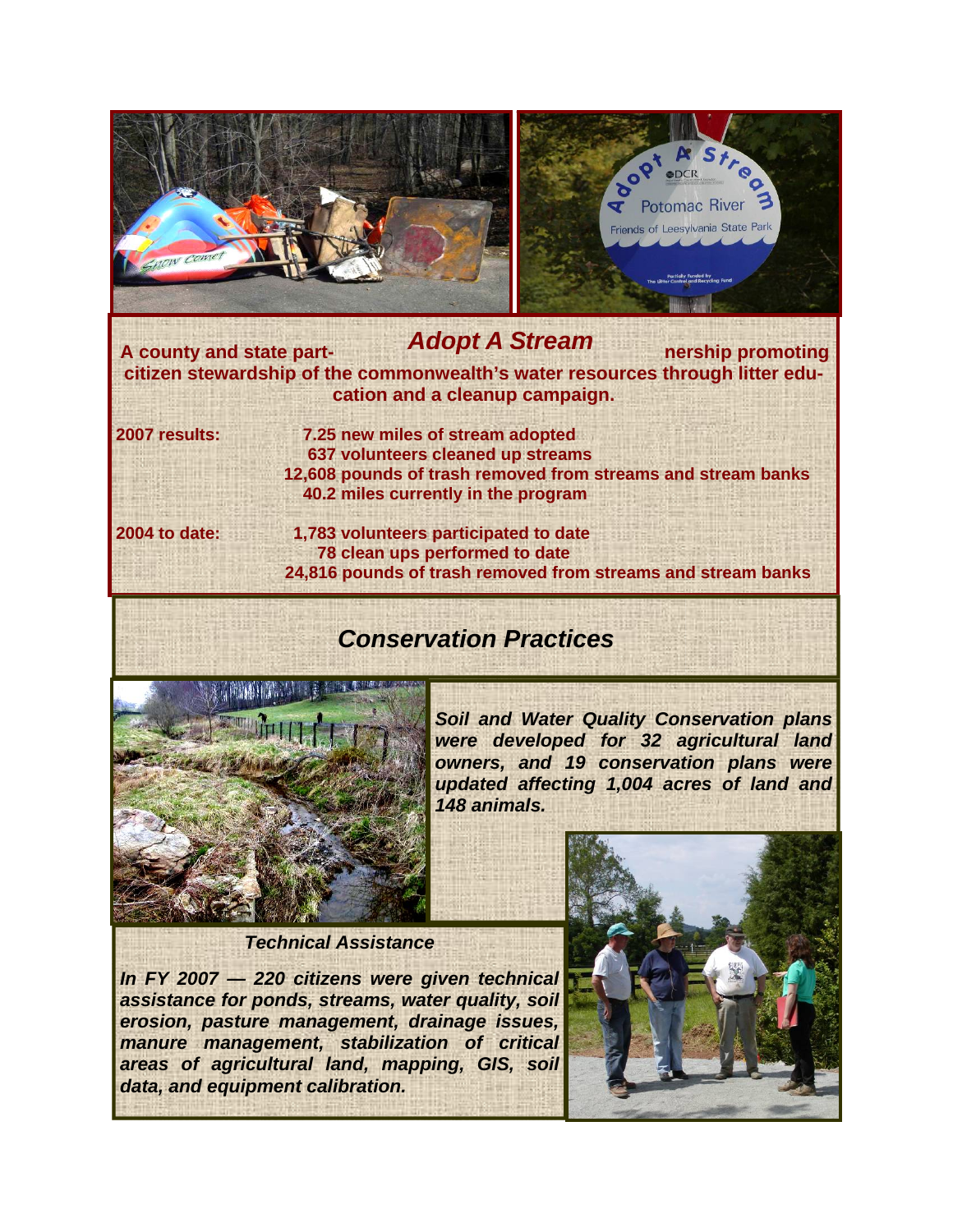## *Adopt A Stream*

**A county and state partnership promoting citizen stewardship of the commonwealth's water resources through litter education and a cleanup campaign.**

**2007 results:**

- **7.25 new miles of stream adopted**
- **637 volunteers cleaned up streams**
- **12,608 pounds of trash removed from streams and stream banks**
- **40.2 miles currently in the program**

**2004 to date:**

- **1,783 volunteers participated to date**
- **78 clean ups performed to date**
- **24,816 pounds of trash removed from streams and stream banks**

## *Conservation Practices*

***Soil and Water Quality Conservation plans were developed for 32 agricultural land owners, and 19 conservation plans were updated affecting 1,004 acres of land and 148 animals.***

### *Technical Assistance*

***In FY 2007 — 220 citizens were given technical assistance for ponds, streams, water quality, soil erosion, pasture management, drainage issues, manure management, stabilization of critical areas of agricultural land, mapping, GIS, soil data, and equipment calibration.***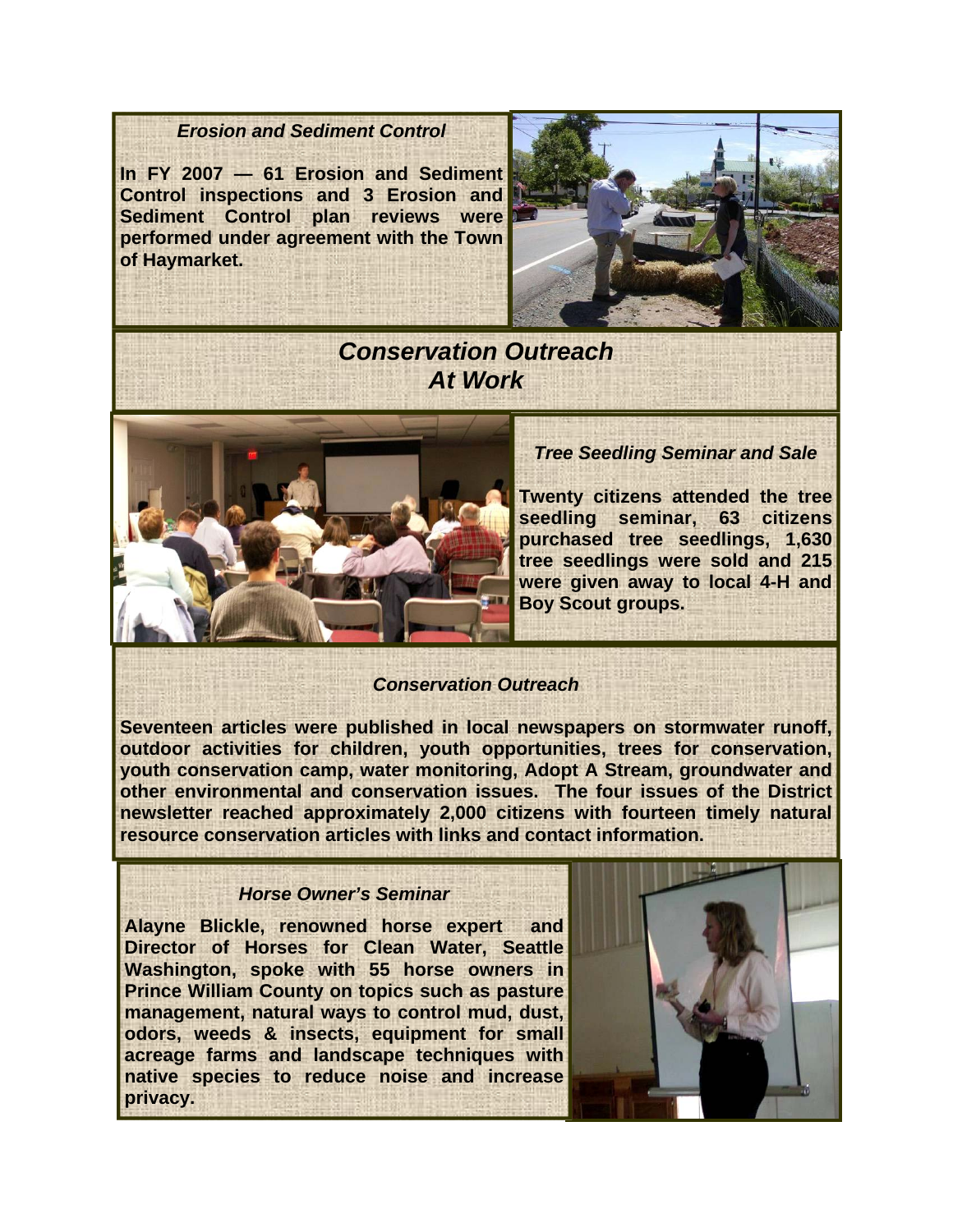### *Erosion and Sediment Control*

**In FY 2007 — 61 Erosion and Sediment Control inspections and 3 Erosion and Sediment Control plan reviews were performed under agreement with the Town of Haymarket.**

## *Conservation Outreach At Work*

### *Tree Seedling Seminar and Sale*

**Twenty citizens attended the tree seedling seminar, 63 citizens purchased tree seedlings, 1,630 tree seedlings were sold and 215 were given away to local 4-H and Boy Scout groups.**

### *Conservation Outreach*

**Seventeen articles were published in local newspapers on stormwater runoff, outdoor activities for children, youth opportunities, trees for conservation, youth conservation camp, water monitoring, Adopt A Stream, groundwater and other environmental and conservation issues. The four issues of the District newsletter reached approximately 2,000 citizens with fourteen timely natural resource conservation articles with links and contact information.**

### *Horse Owner's Seminar*

**Alayne Blickle, renowned horse expert and Director of Horses for Clean Water, Seattle Washington, spoke with 55 horse owners in Prince William County on topics such as pasture management, natural ways to control mud, dust, odors, weeds & insects, equipment for small acreage farms and landscape techniques with native species to reduce noise and increase privacy.**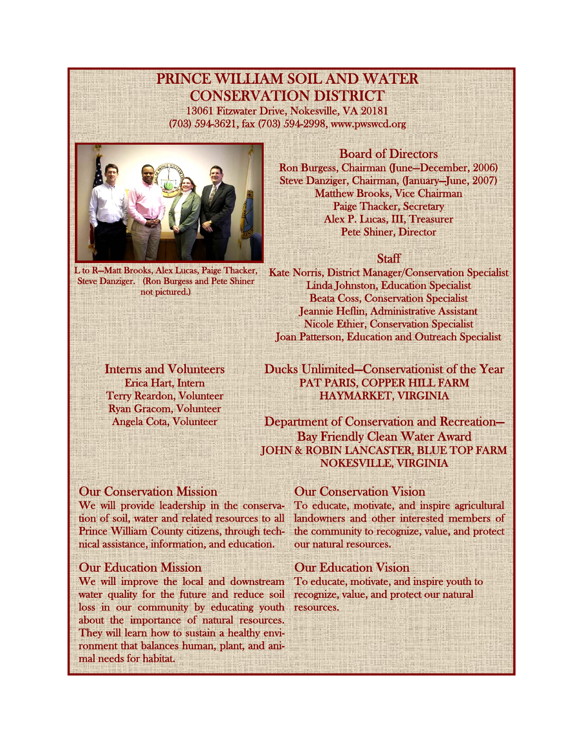# PRINCE WILLIAM SOIL AND WATER CONSERVATION DISTRICT

13061 Fitzwater Drive, Nokesville, VA 20181
(703) 594-3621, fax (703) 594-2998, www.pwswcd.org

L to R—Matt Brooks, Alex Lucas, Paige Thacker, Steve Danziger. (Ron Burgess and Pete Shiner not pictured.)

## Board of Directors

Ron Burgess, Chairman (June—December, 2006)
Steve Danziger, Chairman, (January—June, 2007)
Matthew Brooks, Vice Chairman
Paige Thacker, Secretary
Alex P. Lucas, III, Treasurer
Pete Shiner, Director

## Staff

Kate Norris, District Manager/Conservation Specialist
Linda Johnston, Education Specialist
Beata Coss, Conservation Specialist
Jeannie Heflin, Administrative Assistant
Nicole Ethier, Conservation Specialist
Joan Patterson, Education and Outreach Specialist

## Interns and Volunteers

Erica Hart, Intern
Terry Reardon, Volunteer
Ryan Gracom, Volunteer
Angela Cota, Volunteer

## Ducks Unlimited—Conservationist of the Year

PAT PARIS, COPPER HILL FARM
HAYMARKET, VIRGINIA

## Department of Conservation and Recreation—Bay Friendly Clean Water Award

JOHN & ROBIN LANCASTER, BLUE TOP FARM
NOKESVILLE, VIRGINIA

## Our Conservation Mission

We will provide leadership in the conservation of soil, water and related resources to all Prince William County citizens, through technical assistance, information, and education.

## Our Conservation Vision

To educate, motivate, and inspire agricultural landowners and other interested members of the community to recognize, value, and protect our natural resources.

## Our Education Mission

We will improve the local and downstream water quality for the future and reduce soil loss in our community by educating youth about the importance of natural resources. They will learn how to sustain a healthy environment that balances human, plant, and animal needs for habitat.

## Our Education Vision

To educate, motivate, and inspire youth to recognize, value, and protect our natural resources.